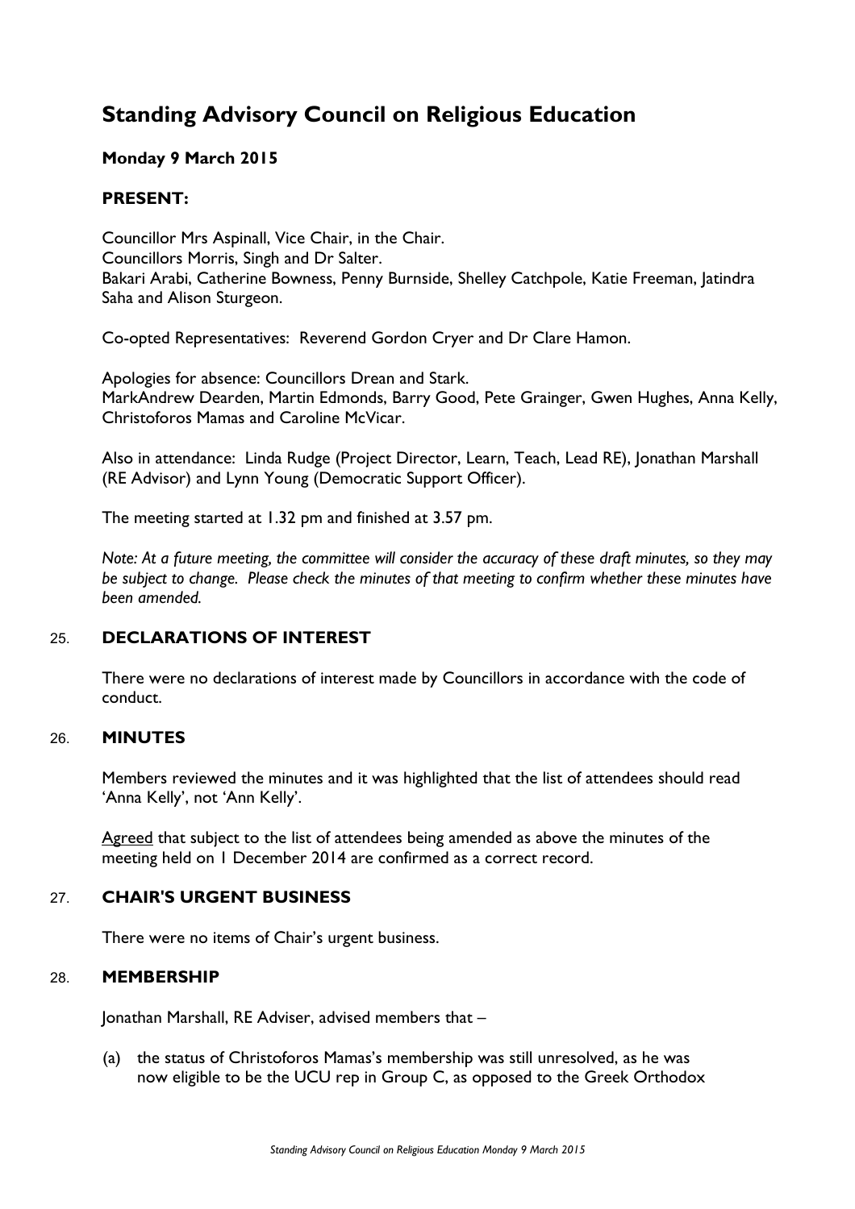# Standing Advisory Council on Religious Education

**Monday 9 March 2015**

**PRESENT:**

Councillor Mrs Aspinall, Vice Chair, in the Chair.
Councillors Morris, Singh and Dr Salter.
Bakari Arabi, Catherine Bowness, Penny Burnside, Shelley Catchpole, Katie Freeman, Jatindra Saha and Alison Sturgeon.

Co-opted Representatives: Reverend Gordon Cryer and Dr Clare Hamon.

Apologies for absence: Councillors Drean and Stark.
MarkAndrew Dearden, Martin Edmonds, Barry Good, Pete Grainger, Gwen Hughes, Anna Kelly, Christoforos Mamas and Caroline McVicar.

Also in attendance: Linda Rudge (Project Director, Learn, Teach, Lead RE), Jonathan Marshall (RE Advisor) and Lynn Young (Democratic Support Officer).

The meeting started at 1.32 pm and finished at 3.57 pm.

*Note: At a future meeting, the committee will consider the accuracy of these draft minutes, so they may be subject to change. Please check the minutes of that meeting to confirm whether these minutes have been amended.*

## 25. DECLARATIONS OF INTEREST

There were no declarations of interest made by Councillors in accordance with the code of conduct.

## 26. MINUTES

Members reviewed the minutes and it was highlighted that the list of attendees should read 'Anna Kelly', not 'Ann Kelly'.

Agreed that subject to the list of attendees being amended as above the minutes of the meeting held on 1 December 2014 are confirmed as a correct record.

## 27. CHAIR'S URGENT BUSINESS

There were no items of Chair's urgent business.

## 28. MEMBERSHIP

Jonathan Marshall, RE Adviser, advised members that –

(a) the status of Christoforos Mamas's membership was still unresolved, as he was now eligible to be the UCU rep in Group C, as opposed to the Greek Orthodox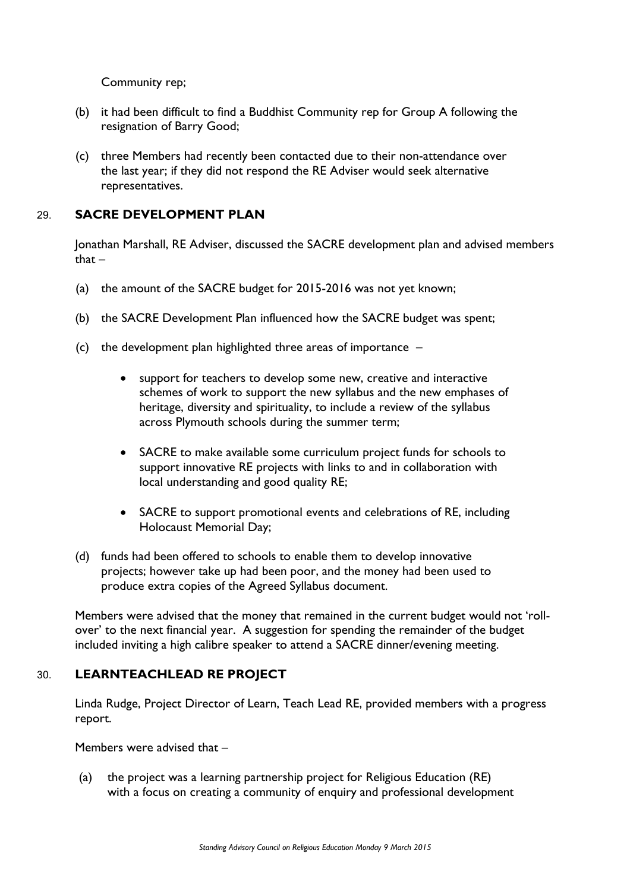Community rep;

(b) it had been difficult to find a Buddhist Community rep for Group A following the resignation of Barry Good;

(c) three Members had recently been contacted due to their non-attendance over the last year; if they did not respond the RE Adviser would seek alternative representatives.

## 29. SACRE DEVELOPMENT PLAN

Jonathan Marshall, RE Adviser, discussed the SACRE development plan and advised members that –

(a) the amount of the SACRE budget for 2015-2016 was not yet known;

(b) the SACRE Development Plan influenced how the SACRE budget was spent;

(c) the development plan highlighted three areas of importance –

- support for teachers to develop some new, creative and interactive schemes of work to support the new syllabus and the new emphases of heritage, diversity and spirituality, to include a review of the syllabus across Plymouth schools during the summer term;
- SACRE to make available some curriculum project funds for schools to support innovative RE projects with links to and in collaboration with local understanding and good quality RE;
- SACRE to support promotional events and celebrations of RE, including Holocaust Memorial Day;

(d) funds had been offered to schools to enable them to develop innovative projects; however take up had been poor, and the money had been used to produce extra copies of the Agreed Syllabus document.

Members were advised that the money that remained in the current budget would not 'roll-over' to the next financial year. A suggestion for spending the remainder of the budget included inviting a high calibre speaker to attend a SACRE dinner/evening meeting.

## 30. LEARNTEACHLEAD RE PROJECT

Linda Rudge, Project Director of Learn, Teach Lead RE, provided members with a progress report.

Members were advised that –

(a) the project was a learning partnership project for Religious Education (RE) with a focus on creating a community of enquiry and professional development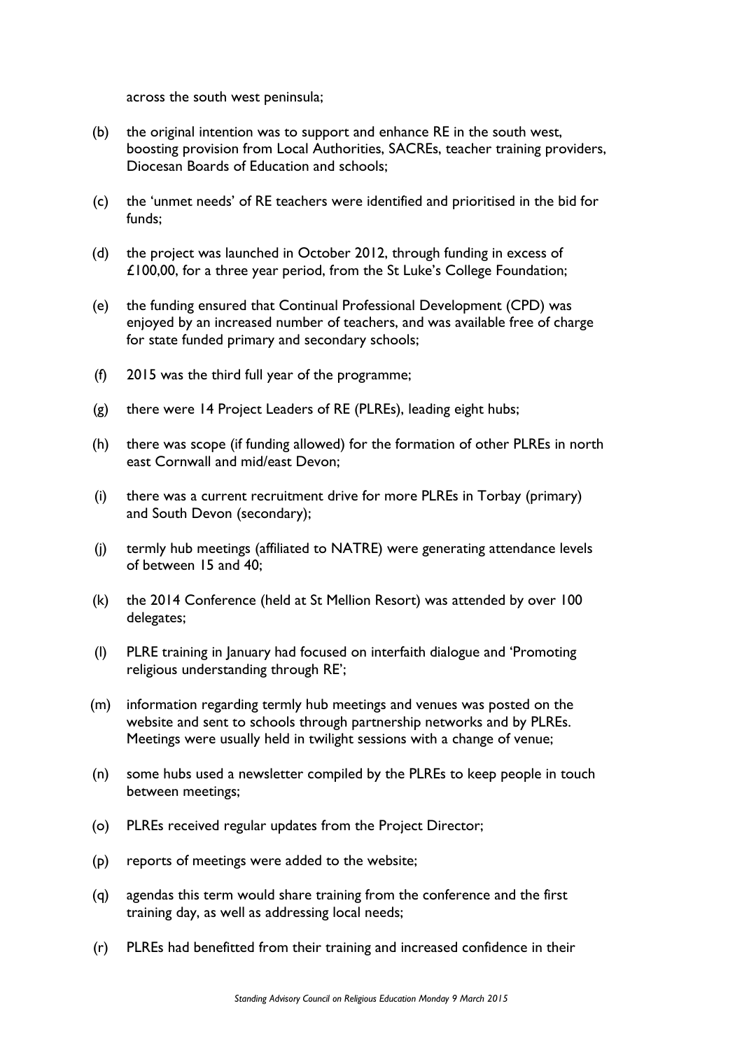across the south west peninsula;

(b) the original intention was to support and enhance RE in the south west, boosting provision from Local Authorities, SACREs, teacher training providers, Diocesan Boards of Education and schools;

(c) the 'unmet needs' of RE teachers were identified and prioritised in the bid for funds;

(d) the project was launched in October 2012, through funding in excess of £100,00, for a three year period, from the St Luke's College Foundation;

(e) the funding ensured that Continual Professional Development (CPD) was enjoyed by an increased number of teachers, and was available free of charge for state funded primary and secondary schools;

(f) 2015 was the third full year of the programme;

(g) there were 14 Project Leaders of RE (PLREs), leading eight hubs;

(h) there was scope (if funding allowed) for the formation of other PLREs in north east Cornwall and mid/east Devon;

(i) there was a current recruitment drive for more PLREs in Torbay (primary) and South Devon (secondary);

(j) termly hub meetings (affiliated to NATRE) were generating attendance levels of between 15 and 40;

(k) the 2014 Conference (held at St Mellion Resort) was attended by over 100 delegates;

(l) PLRE training in January had focused on interfaith dialogue and 'Promoting religious understanding through RE';

(m) information regarding termly hub meetings and venues was posted on the website and sent to schools through partnership networks and by PLREs. Meetings were usually held in twilight sessions with a change of venue;

(n) some hubs used a newsletter compiled by the PLREs to keep people in touch between meetings;

(o) PLREs received regular updates from the Project Director;

(p) reports of meetings were added to the website;

(q) agendas this term would share training from the conference and the first training day, as well as addressing local needs;

(r) PLREs had benefitted from their training and increased confidence in their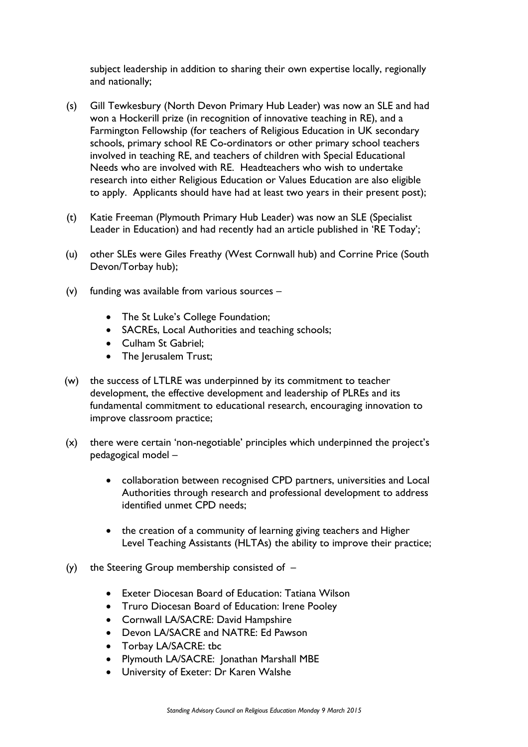subject leadership in addition to sharing their own expertise locally, regionally and nationally;

(s) Gill Tewkesbury (North Devon Primary Hub Leader) was now an SLE and had won a Hockerill prize (in recognition of innovative teaching in RE), and a Farmington Fellowship (for teachers of Religious Education in UK secondary schools, primary school RE Co-ordinators or other primary school teachers involved in teaching RE, and teachers of children with Special Educational Needs who are involved with RE. Headteachers who wish to undertake research into either Religious Education or Values Education are also eligible to apply. Applicants should have had at least two years in their present post);

(t) Katie Freeman (Plymouth Primary Hub Leader) was now an SLE (Specialist Leader in Education) and had recently had an article published in 'RE Today';

(u) other SLEs were Giles Freathy (West Cornwall hub) and Corrine Price (South Devon/Torbay hub);

(v) funding was available from various sources –

- The St Luke's College Foundation;
- SACREs, Local Authorities and teaching schools;
- Culham St Gabriel;
- The Jerusalem Trust;

(w) the success of LTLRE was underpinned by its commitment to teacher development, the effective development and leadership of PLREs and its fundamental commitment to educational research, encouraging innovation to improve classroom practice;

(x) there were certain 'non-negotiable' principles which underpinned the project's pedagogical model –

- collaboration between recognised CPD partners, universities and Local Authorities through research and professional development to address identified unmet CPD needs;
- the creation of a community of learning giving teachers and Higher Level Teaching Assistants (HLTAs) the ability to improve their practice;

(y) the Steering Group membership consisted of –

- Exeter Diocesan Board of Education: Tatiana Wilson
- Truro Diocesan Board of Education: Irene Pooley
- Cornwall LA/SACRE: David Hampshire
- Devon LA/SACRE and NATRE: Ed Pawson
- Torbay LA/SACRE: tbc
- Plymouth LA/SACRE: Jonathan Marshall MBE
- University of Exeter: Dr Karen Walshe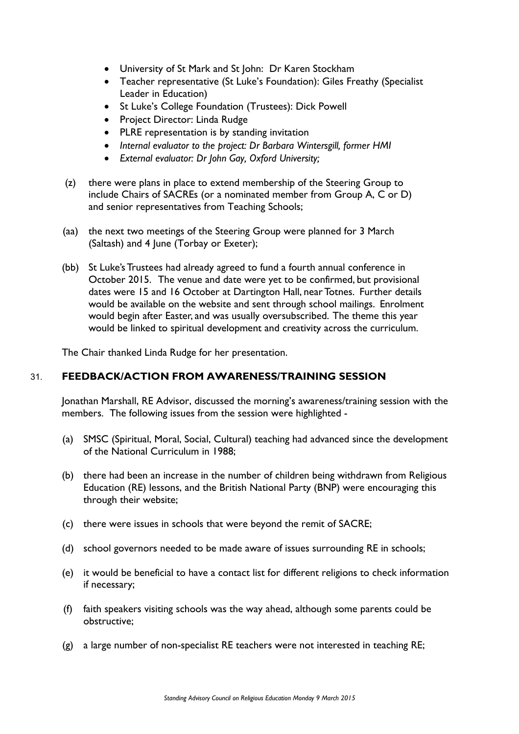- University of St Mark and St John: Dr Karen Stockham
- Teacher representative (St Luke's Foundation): Giles Freathy (Specialist Leader in Education)
- St Luke's College Foundation (Trustees): Dick Powell
- Project Director: Linda Rudge
- PLRE representation is by standing invitation
- *Internal evaluator to the project: Dr Barbara Wintersgill, former HMI*
- *External evaluator: Dr John Gay, Oxford University;*

(z) there were plans in place to extend membership of the Steering Group to include Chairs of SACREs (or a nominated member from Group A, C or D) and senior representatives from Teaching Schools;

(aa) the next two meetings of the Steering Group were planned for 3 March (Saltash) and 4 June (Torbay or Exeter);

(bb) St Luke's Trustees had already agreed to fund a fourth annual conference in October 2015. The venue and date were yet to be confirmed, but provisional dates were 15 and 16 October at Dartington Hall, near Totnes. Further details would be available on the website and sent through school mailings. Enrolment would begin after Easter, and was usually oversubscribed. The theme this year would be linked to spiritual development and creativity across the curriculum.

The Chair thanked Linda Rudge for her presentation.

## 31. FEEDBACK/ACTION FROM AWARENESS/TRAINING SESSION

Jonathan Marshall, RE Advisor, discussed the morning's awareness/training session with the members. The following issues from the session were highlighted -

(a) SMSC (Spiritual, Moral, Social, Cultural) teaching had advanced since the development of the National Curriculum in 1988;

(b) there had been an increase in the number of children being withdrawn from Religious Education (RE) lessons, and the British National Party (BNP) were encouraging this through their website;

(c) there were issues in schools that were beyond the remit of SACRE;

(d) school governors needed to be made aware of issues surrounding RE in schools;

(e) it would be beneficial to have a contact list for different religions to check information if necessary;

(f) faith speakers visiting schools was the way ahead, although some parents could be obstructive;

(g) a large number of non-specialist RE teachers were not interested in teaching RE;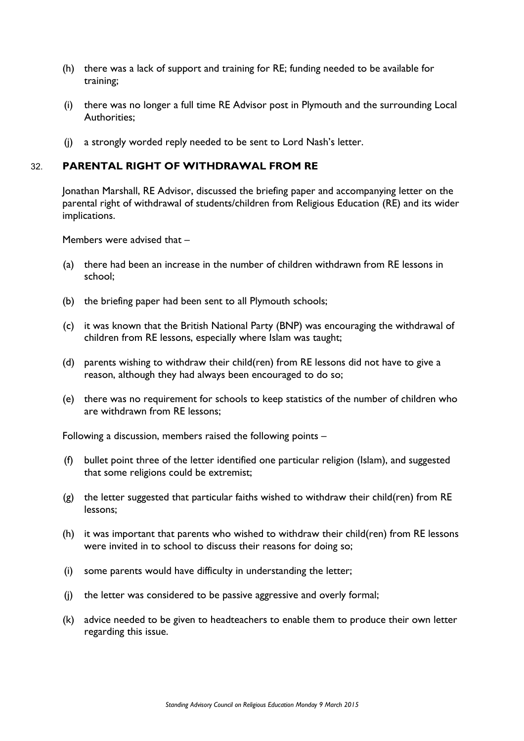(h) there was a lack of support and training for RE; funding needed to be available for training;

(i) there was no longer a full time RE Advisor post in Plymouth and the surrounding Local Authorities;

(j) a strongly worded reply needed to be sent to Lord Nash's letter.

## 32. PARENTAL RIGHT OF WITHDRAWAL FROM RE

Jonathan Marshall, RE Advisor, discussed the briefing paper and accompanying letter on the parental right of withdrawal of students/children from Religious Education (RE) and its wider implications.

Members were advised that –

(a) there had been an increase in the number of children withdrawn from RE lessons in school;

(b) the briefing paper had been sent to all Plymouth schools;

(c) it was known that the British National Party (BNP) was encouraging the withdrawal of children from RE lessons, especially where Islam was taught;

(d) parents wishing to withdraw their child(ren) from RE lessons did not have to give a reason, although they had always been encouraged to do so;

(e) there was no requirement for schools to keep statistics of the number of children who are withdrawn from RE lessons;

Following a discussion, members raised the following points –

(f) bullet point three of the letter identified one particular religion (Islam), and suggested that some religions could be extremist;

(g) the letter suggested that particular faiths wished to withdraw their child(ren) from RE lessons;

(h) it was important that parents who wished to withdraw their child(ren) from RE lessons were invited in to school to discuss their reasons for doing so;

(i) some parents would have difficulty in understanding the letter;

(j) the letter was considered to be passive aggressive and overly formal;

(k) advice needed to be given to headteachers to enable them to produce their own letter regarding this issue.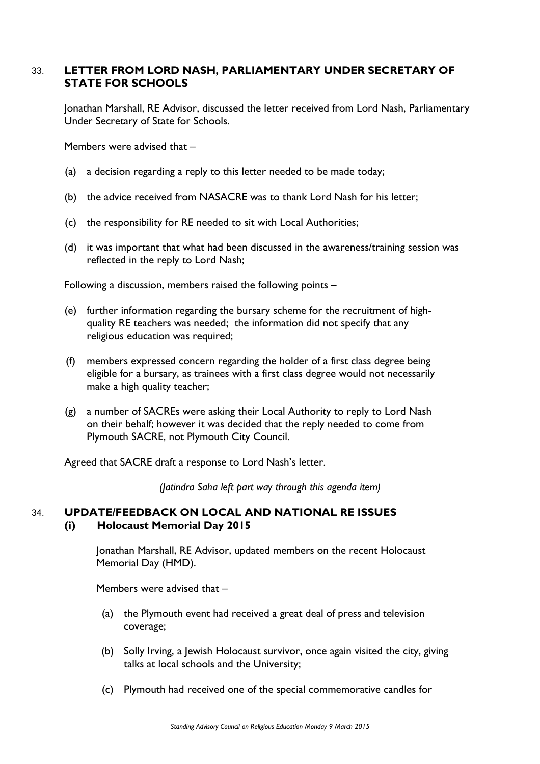## 33. LETTER FROM LORD NASH, PARLIAMENTARY UNDER SECRETARY OF STATE FOR SCHOOLS

Jonathan Marshall, RE Advisor, discussed the letter received from Lord Nash, Parliamentary Under Secretary of State for Schools.

Members were advised that –

(a) a decision regarding a reply to this letter needed to be made today;

(b) the advice received from NASACRE was to thank Lord Nash for his letter;

(c) the responsibility for RE needed to sit with Local Authorities;

(d) it was important that what had been discussed in the awareness/training session was reflected in the reply to Lord Nash;

Following a discussion, members raised the following points –

(e) further information regarding the bursary scheme for the recruitment of high-quality RE teachers was needed; the information did not specify that any religious education was required;

(f) members expressed concern regarding the holder of a first class degree being eligible for a bursary, as trainees with a first class degree would not necessarily make a high quality teacher;

(g) a number of SACREs were asking their Local Authority to reply to Lord Nash on their behalf; however it was decided that the reply needed to come from Plymouth SACRE, not Plymouth City Council.

Agreed that SACRE draft a response to Lord Nash's letter.

*(Jatindra Saha left part way through this agenda item)*

## 34. UPDATE/FEEDBACK ON LOCAL AND NATIONAL RE ISSUES

### (i) Holocaust Memorial Day 2015

Jonathan Marshall, RE Advisor, updated members on the recent Holocaust Memorial Day (HMD).

Members were advised that –

(a) the Plymouth event had received a great deal of press and television coverage;

(b) Solly Irving, a Jewish Holocaust survivor, once again visited the city, giving talks at local schools and the University;

(c) Plymouth had received one of the special commemorative candles for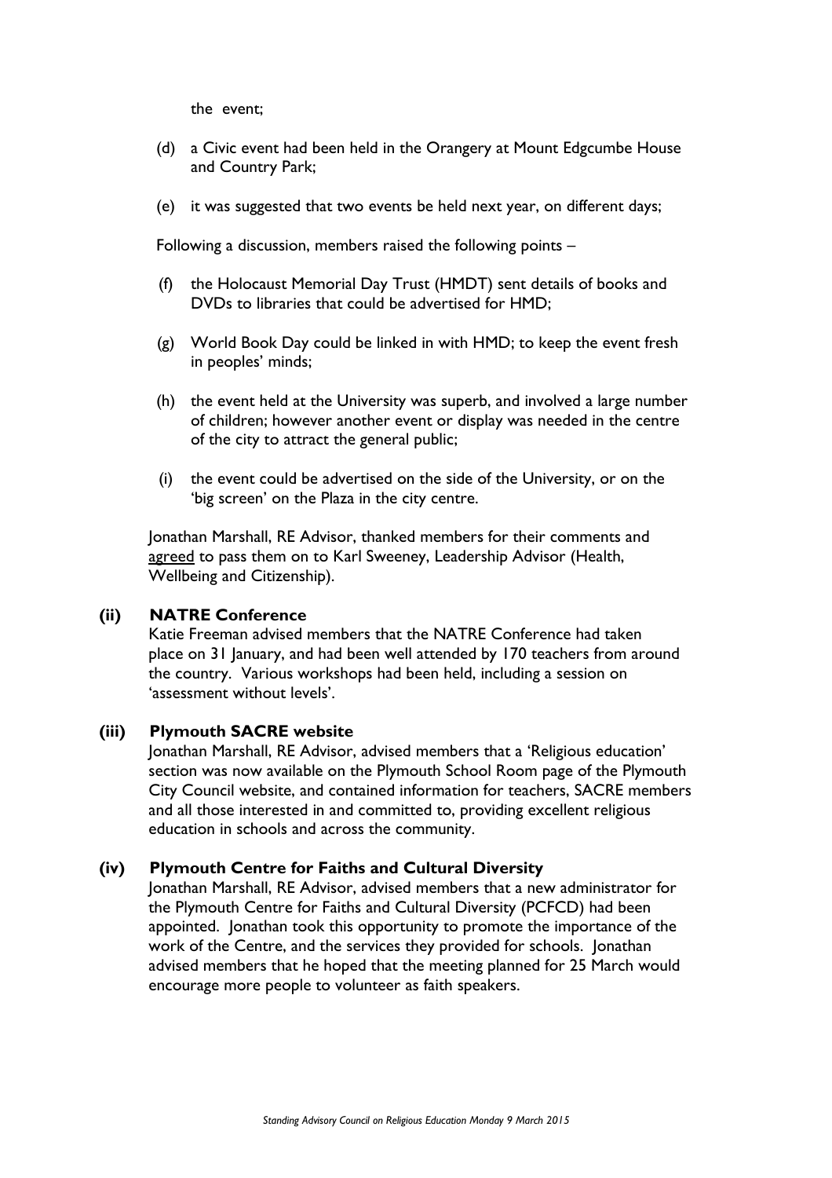the event;

(d) a Civic event had been held in the Orangery at Mount Edgcumbe House and Country Park;

(e) it was suggested that two events be held next year, on different days;

Following a discussion, members raised the following points –

(f) the Holocaust Memorial Day Trust (HMDT) sent details of books and DVDs to libraries that could be advertised for HMD;

(g) World Book Day could be linked in with HMD; to keep the event fresh in peoples' minds;

(h) the event held at the University was superb, and involved a large number of children; however another event or display was needed in the centre of the city to attract the general public;

(i) the event could be advertised on the side of the University, or on the 'big screen' on the Plaza in the city centre.

Jonathan Marshall, RE Advisor, thanked members for their comments and agreed to pass them on to Karl Sweeney, Leadership Advisor (Health, Wellbeing and Citizenship).

**(ii) NATRE Conference**

Katie Freeman advised members that the NATRE Conference had taken place on 31 January, and had been well attended by 170 teachers from around the country. Various workshops had been held, including a session on 'assessment without levels'.

**(iii) Plymouth SACRE website**

Jonathan Marshall, RE Advisor, advised members that a 'Religious education' section was now available on the Plymouth School Room page of the Plymouth City Council website, and contained information for teachers, SACRE members and all those interested in and committed to, providing excellent religious education in schools and across the community.

**(iv) Plymouth Centre for Faiths and Cultural Diversity**

Jonathan Marshall, RE Advisor, advised members that a new administrator for the Plymouth Centre for Faiths and Cultural Diversity (PCFCD) had been appointed. Jonathan took this opportunity to promote the importance of the work of the Centre, and the services they provided for schools. Jonathan advised members that he hoped that the meeting planned for 25 March would encourage more people to volunteer as faith speakers.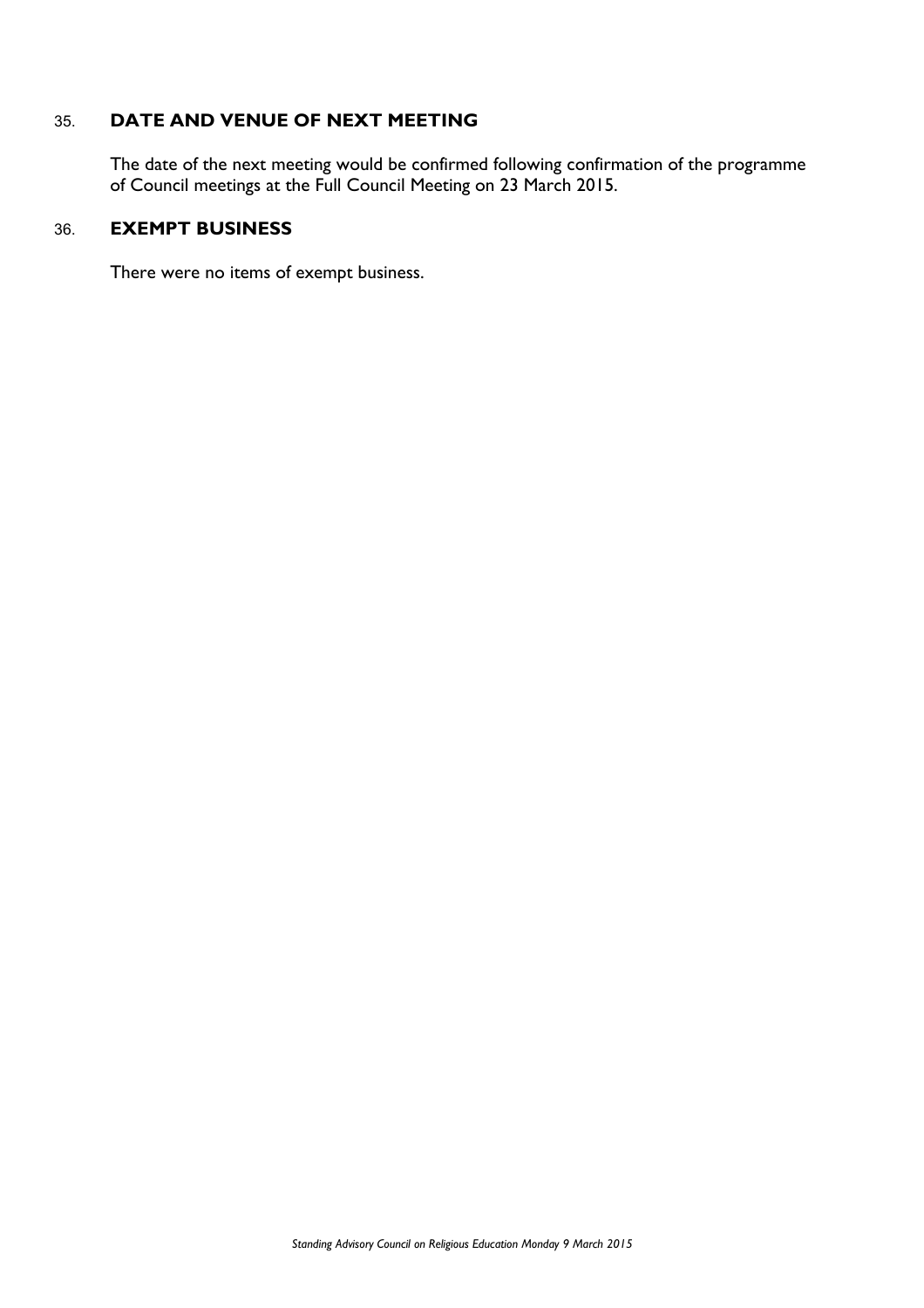### 35. DATE AND VENUE OF NEXT MEETING

The date of the next meeting would be confirmed following confirmation of the programme of Council meetings at the Full Council Meeting on 23 March 2015.

### 36. EXEMPT BUSINESS

There were no items of exempt business.